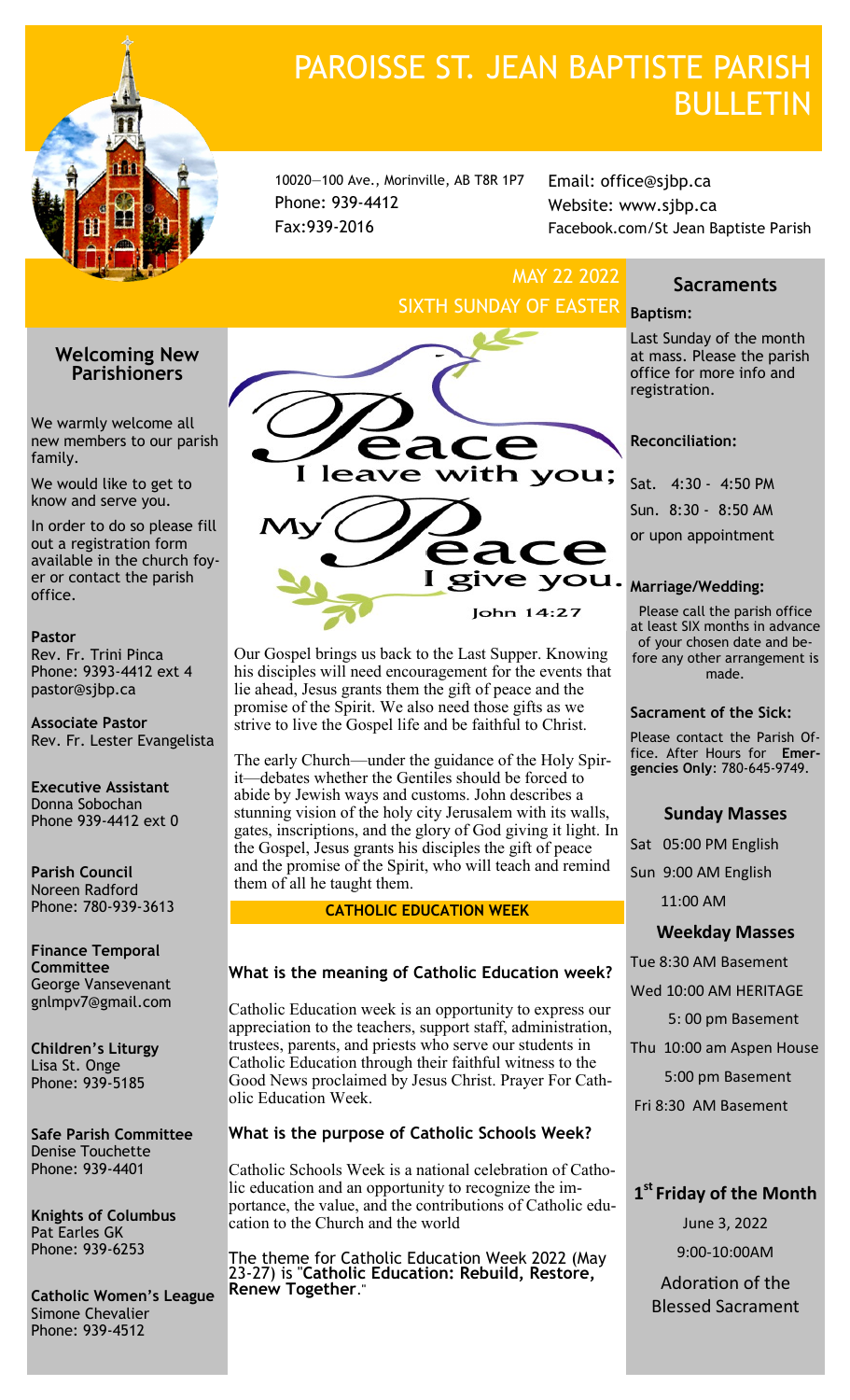# PAROISSE ST. JEAN BAPTISTE PARISH BULLETIN

10020—100 Ave., Morinville, AB T8R 1P7
Phone: 939-4412
Fax:939-2016

Email: office@sjbp.ca
Website: www.sjbp.ca
Facebook.com/St Jean Baptiste Parish

## MAY 22 2022
## SIXTH SUNDAY OF EASTER

Peace I leave with you; My Peace I give you.
John 14:27

Our Gospel brings us back to the Last Supper. Knowing his disciples will need encouragement for the events that lie ahead, Jesus grants them the gift of peace and the promise of the Spirit. We also need those gifts as we strive to live the Gospel life and be faithful to Christ.

The early Church—under the guidance of the Holy Spirit—debates whether the Gentiles should be forced to abide by Jewish ways and customs. John describes a stunning vision of the holy city Jerusalem with its walls, gates, inscriptions, and the glory of God giving it light. In the Gospel, Jesus grants his disciples the gift of peace and the promise of the Spirit, who will teach and remind them of all he taught them.

## CATHOLIC EDUCATION WEEK

### What is the meaning of Catholic Education week?

Catholic Education week is an opportunity to express our appreciation to the teachers, support staff, administration, trustees, parents, and priests who serve our students in Catholic Education through their faithful witness to the Good News proclaimed by Jesus Christ. Prayer For Catholic Education Week.

### What is the purpose of Catholic Schools Week?

Catholic Schools Week is a national celebration of Catholic education and an opportunity to recognize the importance, the value, and the contributions of Catholic education to the Church and the world

The theme for Catholic Education Week 2022 (May 23-27) is "**Catholic Education: Rebuild, Restore, Renew Together**."

## Welcoming New Parishioners

We warmly welcome all new members to our parish family.

We would like to get to know and serve you.

In order to do so please fill out a registration form available in the church foyer or contact the parish office.

**Pastor**
Rev. Fr. Trini Pinca
Phone: 9393-4412 ext 4
pastor@sjbp.ca

**Associate Pastor**
Rev. Fr. Lester Evangelista

**Executive Assistant**
Donna Sobochan
Phone 939-4412 ext 0

**Parish Council**
Noreen Radford
Phone: 780-939-3613

**Finance Temporal Committee**
George Vansevenant
gnlmpv7@gmail.com

**Children's Liturgy**
Lisa St. Onge
Phone: 939-5185

**Safe Parish Committee**
Denise Touchette
Phone: 939-4401

**Knights of Columbus**
Pat Earles GK
Phone: 939-6253

**Catholic Women's League**
Simone Chevalier
Phone: 939-4512

## Sacraments

**Baptism:**

Last Sunday of the month at mass. Please the parish office for more info and registration.

**Reconciliation:**

Sat. 4:30 - 4:50 PM
Sun. 8:30 - 8:50 AM
or upon appointment

**Marriage/Wedding:**

Please call the parish office at least SIX months in advance of your chosen date and before any other arrangement is made.

**Sacrament of the Sick:**

Please contact the Parish Office. After Hours for **Emergencies Only**: 780-645-9749.

### Sunday Masses

Sat 05:00 PM English
Sun 9:00 AM English
11:00 AM

### Weekday Masses

Tue 8:30 AM Basement
Wed 10:00 AM HERITAGE
5: 00 pm Basement
Thu 10:00 am Aspen House
5:00 pm Basement
Fri 8:30 AM Basement

### 1st Friday of the Month

June 3, 2022
9:00-10:00AM
Adoration of the Blessed Sacrament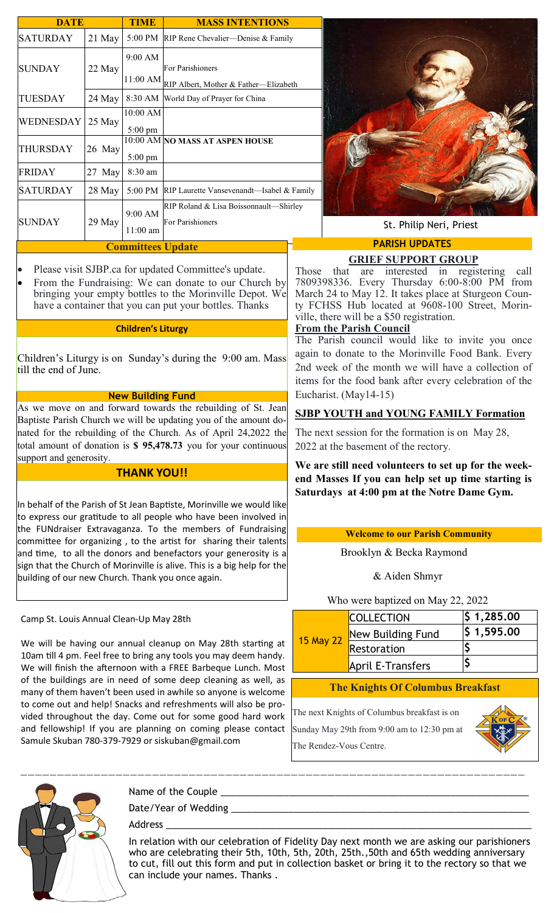| DATE | | TIME | MASS INTENTIONS |
|---|---|---|---|
| SATURDAY | 21 May | 5:00 PM | RIP Rene Chevalier—Denise & Family |
| SUNDAY | 22 May | 9:00 AM | For Parishioners |
| | | 11:00 AM | RIP Albert, Mother & Father—Elizabeth |
| TUESDAY | 24 May | 8:30 AM | World Day of Prayer for China |
| WEDNESDAY | 25 May | 10:00 AM | |
| | | 5:00 pm | |
| THURSDAY | 26 May | 10:00 AM | **NO MASS AT ASPEN HOUSE** |
| | | 5:00 pm | |
| FRIDAY | 27 May | 8:30 am | |
| SATURDAY | 28 May | 5:00 PM | RIP Laurette Vansevenandt—Isabel & Family |
| SUNDAY | 29 May | 9:00 AM | RIP Roland & Lisa Boissonnault—Shirley |
| | | 11:00 am | For Parishioners |

St. Philip Neri, Priest

## Committees Update

- Please visit SJBP.ca for updated Committee's update.
- From the Fundraising: We can donate to our Church by bringing your empty bottles to the Morinville Depot. We have a container that you can put your bottles. Thanks

## Children's Liturgy

Children's Liturgy is on Sunday's during the 9:00 am. Mass till the end of June.

## New Building Fund

As we move on and forward towards the rebuilding of St. Jean Baptiste Parish Church we will be updating you of the amount donated for the rebuilding of the Church. As of April 24,2022 the total amount of donation is **$ 95,478.73** you for your continuous support and generosity.

## THANK YOU!!

In behalf of the Parish of St Jean Baptiste, Morinville we would like to express our gratitude to all people who have been involved in the FUNdraiser Extravaganza. To the members of Fundraising committee for organizing , to the artist for sharing their talents and time, to all the donors and benefactors your generosity is a sign that the Church of Morinville is alive. This is a big help for the building of our new Church. Thank you once again.

Camp St. Louis Annual Clean-Up May 28th

We will be having our annual cleanup on May 28th starting at 10am till 4 pm. Feel free to bring any tools you may deem handy. We will finish the afternoon with a FREE Barbeque Lunch. Most of the buildings are in need of some deep cleaning as well, as many of them haven't been used in awhile so anyone is welcome to come out and help! Snacks and refreshments will also be provided throughout the day. Come out for some good hard work and fellowship! If you are planning on coming please contact Samule Skuban 780-379-7929 or siskuban@gmail.com

## PARISH UPDATES

### GRIEF SUPPORT GROUP

Those that are interested in registering call 7809398336. Every Thursday 6:00-8:00 PM from March 24 to May 12. It takes place at Sturgeon County FCHSS Hub located at 9608-100 Street, Morinville, there will be a $50 registration.

**From the Parish Council**

The Parish council would like to invite you once again to donate to the Morinville Food Bank. Every 2nd week of the month we will have a collection of items for the food bank after every celebration of the Eucharist. (May14-15)

### SJBP YOUTH and YOUNG FAMILY Formation

The next session for the formation is on May 28, 2022 at the basement of the rectory.

**We are still need volunteers to set up for the weekend Masses If you can help set up time starting is Saturdays at 4:00 pm at the Notre Dame Gym.**

**Welcome to our Parish Community**

Brooklyn & Becka Raymond

& Aiden Shmyr

Who were baptized on May 22, 2022

| | | |
|---|---|---|
| 15 May 22 | COLLECTION | $ 1,285.00 |
| | New Building Fund | $ 1,595.00 |
| | Restoration | $ |
| | April E-Transfers | $ |

**The Knights Of Columbus Breakfast**

The next Knights of Columbus breakfast is on Sunday May 29th from 9:00 am to 12:30 pm at The Rendez-Vous Centre.

Name of the Couple \_\_\_\_\_\_\_\_\_\_\_\_\_\_\_\_\_\_\_\_\_\_\_\_\_\_\_\_\_\_\_\_\_\_\_\_\_\_\_\_

Date/Year of Wedding \_\_\_\_\_\_\_\_\_\_\_\_\_\_\_\_\_\_\_\_\_\_\_\_\_\_\_\_\_\_\_\_\_\_\_\_\_\_

Address \_\_\_\_\_\_\_\_\_\_\_\_\_\_\_\_\_\_\_\_\_\_\_\_\_\_\_\_\_\_\_\_\_\_\_\_\_\_\_\_\_\_\_\_\_\_\_\_\_

In relation with our celebration of Fidelity Day next month we are asking our parishioners who are celebrating their 5th, 10th, 5th, 20th, 25th.,50th and 65th wedding anniversary to cut, fill out this form and put in collection basket or bring it to the rectory so that we can include your names. Thanks .